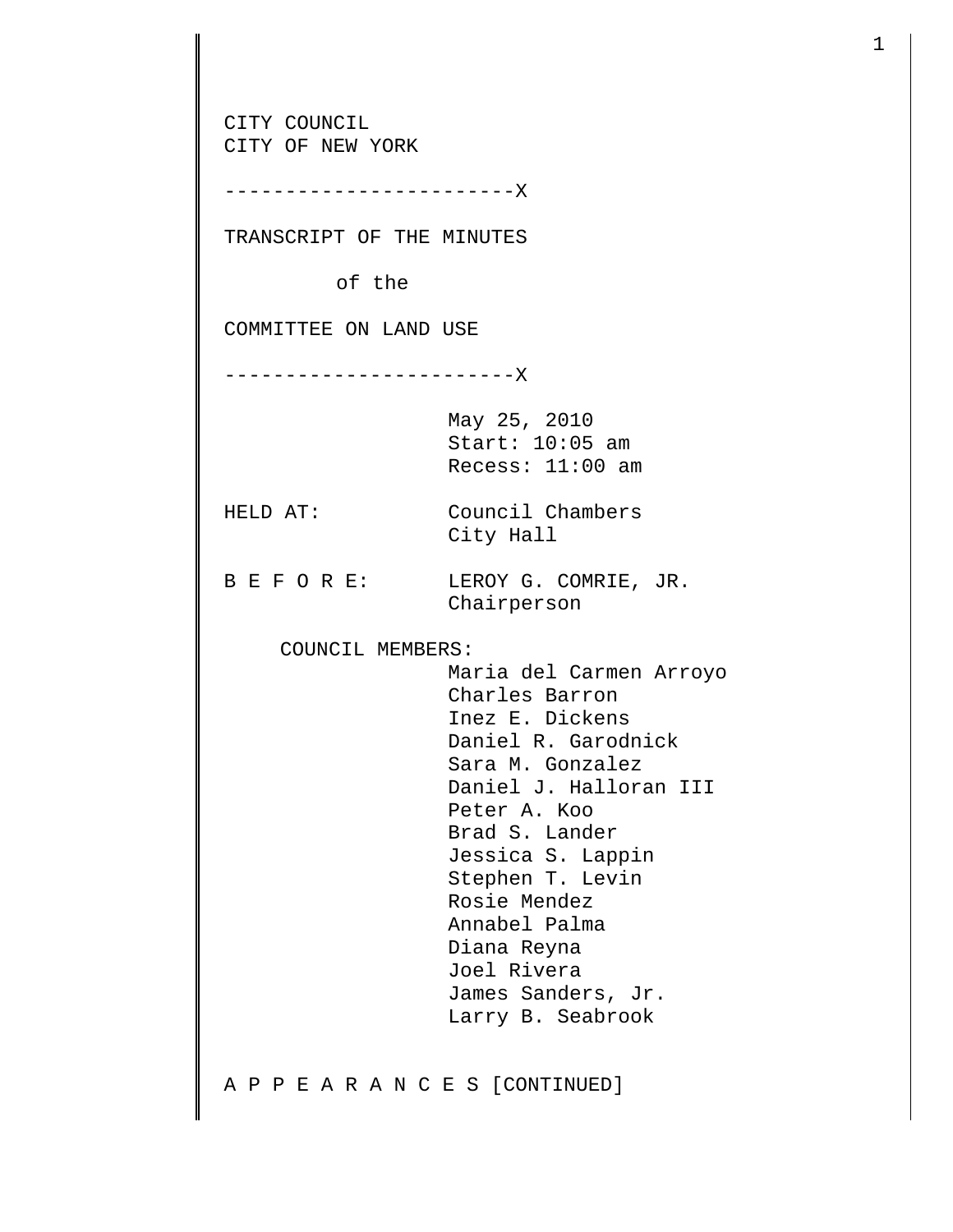CITY COUNCIL
CITY OF NEW YORK

------------------------X

TRANSCRIPT OF THE MINUTES

of the

COMMITTEE ON LAND USE

------------------------X

May 25, 2010
Start: 10:05 am
Recess: 11:00 am

HELD AT: Council Chambers
City Hall

B E F O R E: LEROY G. COMRIE, JR.
Chairperson

COUNCIL MEMBERS:
Maria del Carmen Arroyo
Charles Barron
Inez E. Dickens
Daniel R. Garodnick
Sara M. Gonzalez
Daniel J. Halloran III
Peter A. Koo
Brad S. Lander
Jessica S. Lappin
Stephen T. Levin
Rosie Mendez
Annabel Palma
Diana Reyna
Joel Rivera
James Sanders, Jr.
Larry B. Seabrook

A P P E A R A N C E S [CONTINUED]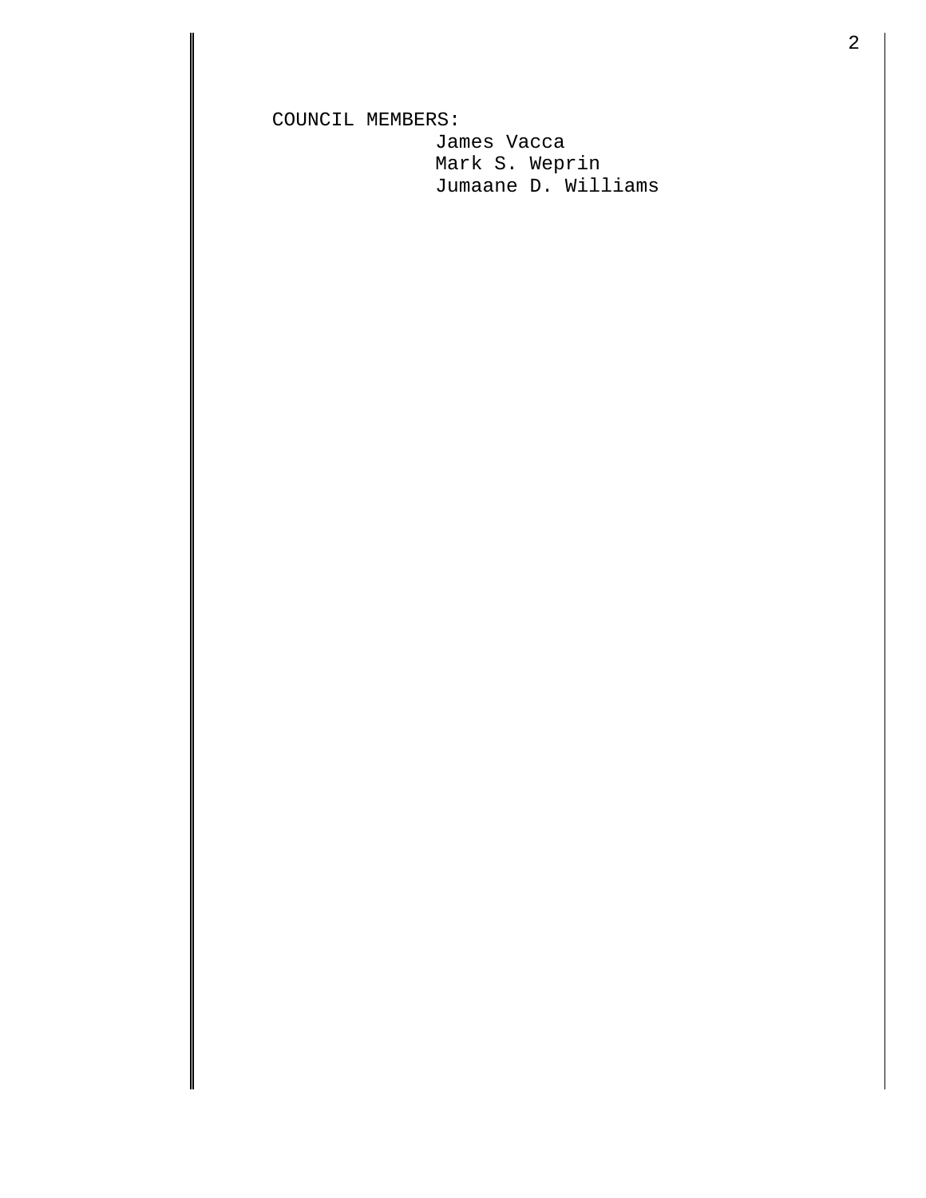COUNCIL MEMBERS:

James Vacca
Mark S. Weprin
Jumaane D. Williams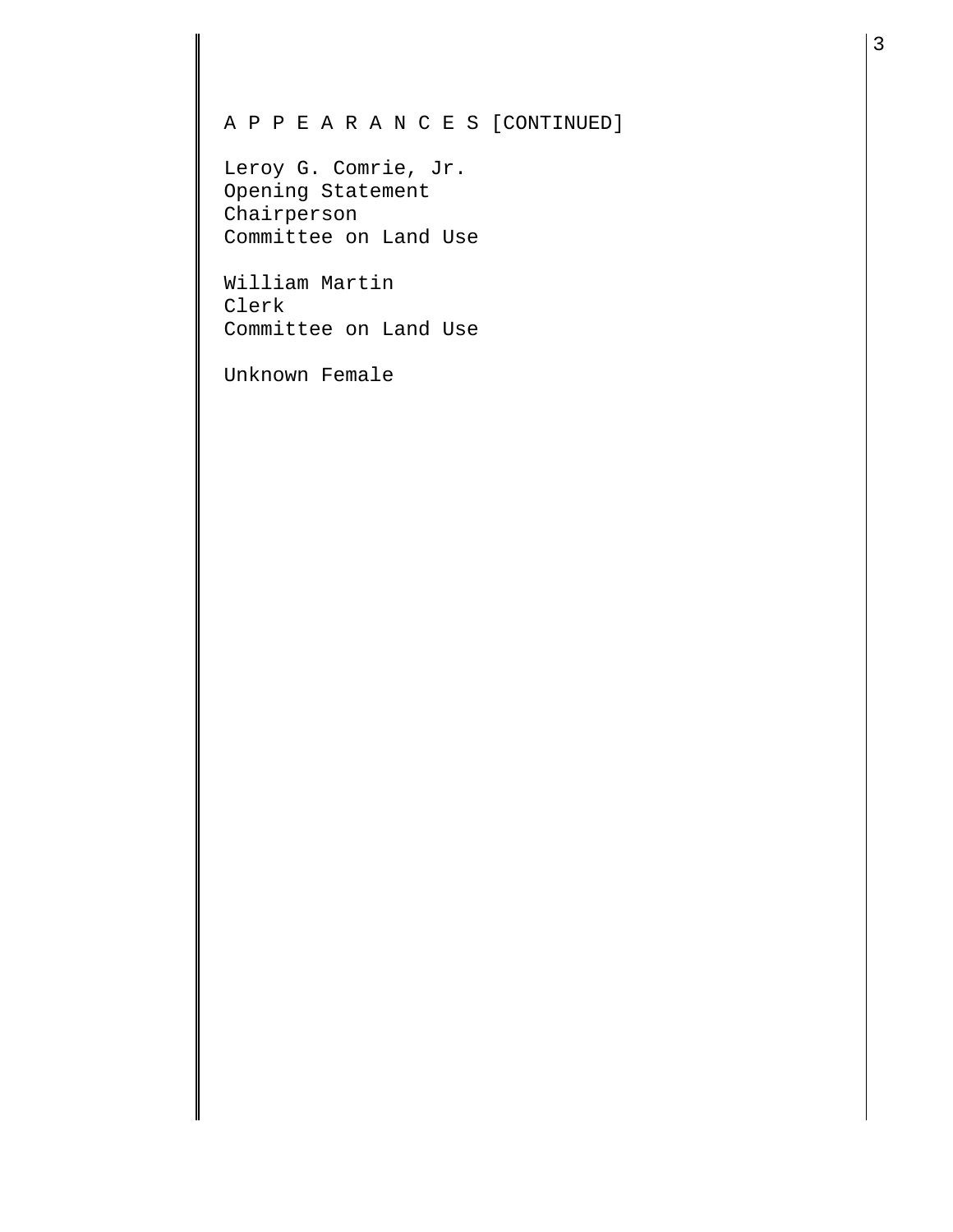A P P E A R A N C E S [CONTINUED]

Leroy G. Comrie, Jr.
Opening Statement
Chairperson
Committee on Land Use

William Martin
Clerk
Committee on Land Use

Unknown Female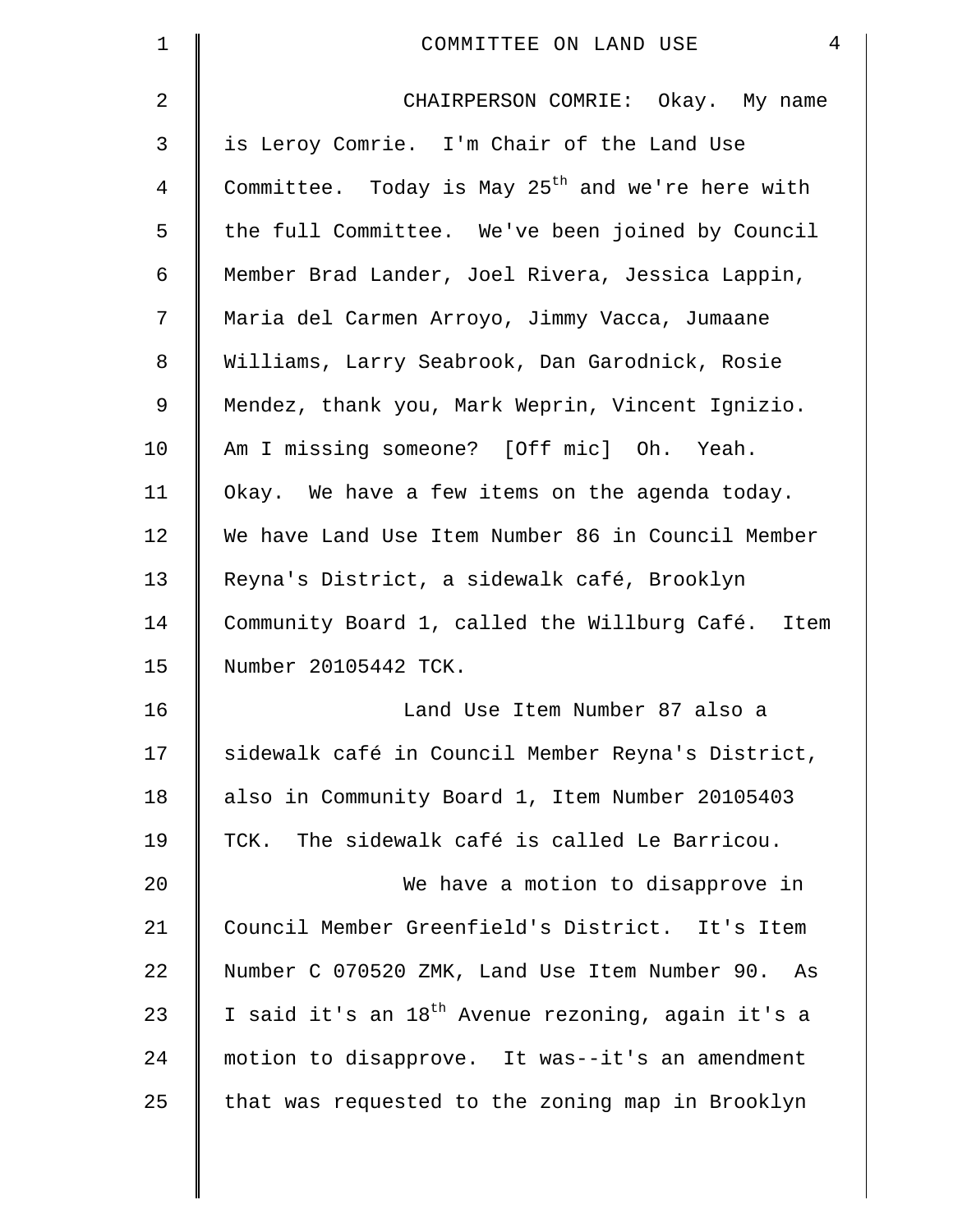CHAIRPERSON COMRIE: Okay. My name is Leroy Comrie. I'm Chair of the Land Use Committee. Today is May 25th and we're here with the full Committee. We've been joined by Council Member Brad Lander, Joel Rivera, Jessica Lappin, Maria del Carmen Arroyo, Jimmy Vacca, Jumaane Williams, Larry Seabrook, Dan Garodnick, Rosie Mendez, thank you, Mark Weprin, Vincent Ignizio. Am I missing someone? [Off mic] Oh. Yeah. Okay. We have a few items on the agenda today. We have Land Use Item Number 86 in Council Member Reyna's District, a sidewalk café, Brooklyn Community Board 1, called the Willburg Café. Item Number 20105442 TCK.

Land Use Item Number 87 also a sidewalk café in Council Member Reyna's District, also in Community Board 1, Item Number 20105403 TCK. The sidewalk café is called Le Barricou.

We have a motion to disapprove in Council Member Greenfield's District. It's Item Number C 070520 ZMK, Land Use Item Number 90. As I said it's an 18th Avenue rezoning, again it's a motion to disapprove. It was--it's an amendment that was requested to the zoning map in Brooklyn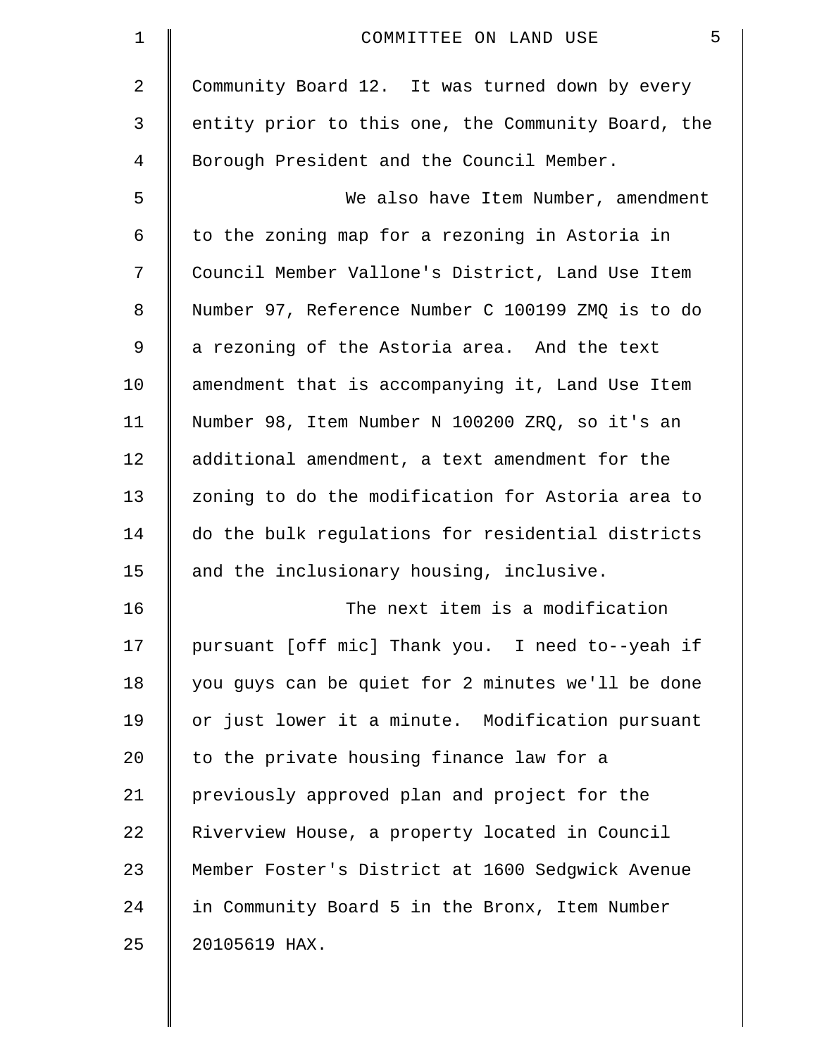Community Board 12. It was turned down by every entity prior to this one, the Community Board, the Borough President and the Council Member.

We also have Item Number, amendment to the zoning map for a rezoning in Astoria in Council Member Vallone's District, Land Use Item Number 97, Reference Number C 100199 ZMQ is to do a rezoning of the Astoria area. And the text amendment that is accompanying it, Land Use Item Number 98, Item Number N 100200 ZRQ, so it's an additional amendment, a text amendment for the zoning to do the modification for Astoria area to do the bulk regulations for residential districts and the inclusionary housing, inclusive.

The next item is a modification pursuant [off mic] Thank you. I need to--yeah if you guys can be quiet for 2 minutes we'll be done or just lower it a minute. Modification pursuant to the private housing finance law for a previously approved plan and project for the Riverview House, a property located in Council Member Foster's District at 1600 Sedgwick Avenue in Community Board 5 in the Bronx, Item Number 20105619 HAX.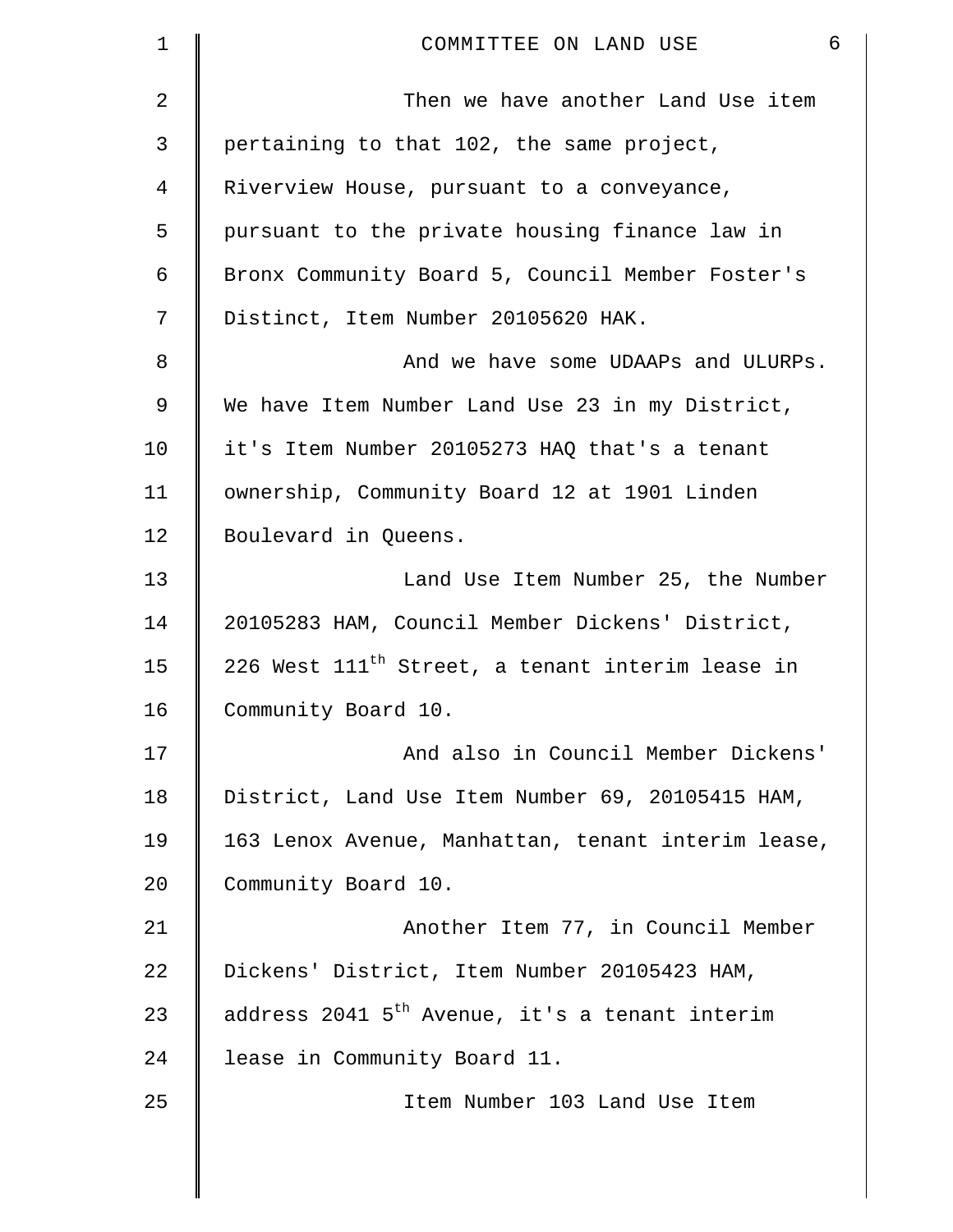Then we have another Land Use item pertaining to that 102, the same project, Riverview House, pursuant to a conveyance, pursuant to the private housing finance law in Bronx Community Board 5, Council Member Foster's Distinct, Item Number 20105620 HAK.

And we have some UDAAPs and ULURPs. We have Item Number Land Use 23 in my District, it's Item Number 20105273 HAQ that's a tenant ownership, Community Board 12 at 1901 Linden Boulevard in Queens.

Land Use Item Number 25, the Number 20105283 HAM, Council Member Dickens' District, 226 West 111th Street, a tenant interim lease in Community Board 10.

And also in Council Member Dickens' District, Land Use Item Number 69, 20105415 HAM, 163 Lenox Avenue, Manhattan, tenant interim lease, Community Board 10.

Another Item 77, in Council Member Dickens' District, Item Number 20105423 HAM, address 2041 5th Avenue, it's a tenant interim lease in Community Board 11.

Item Number 103 Land Use Item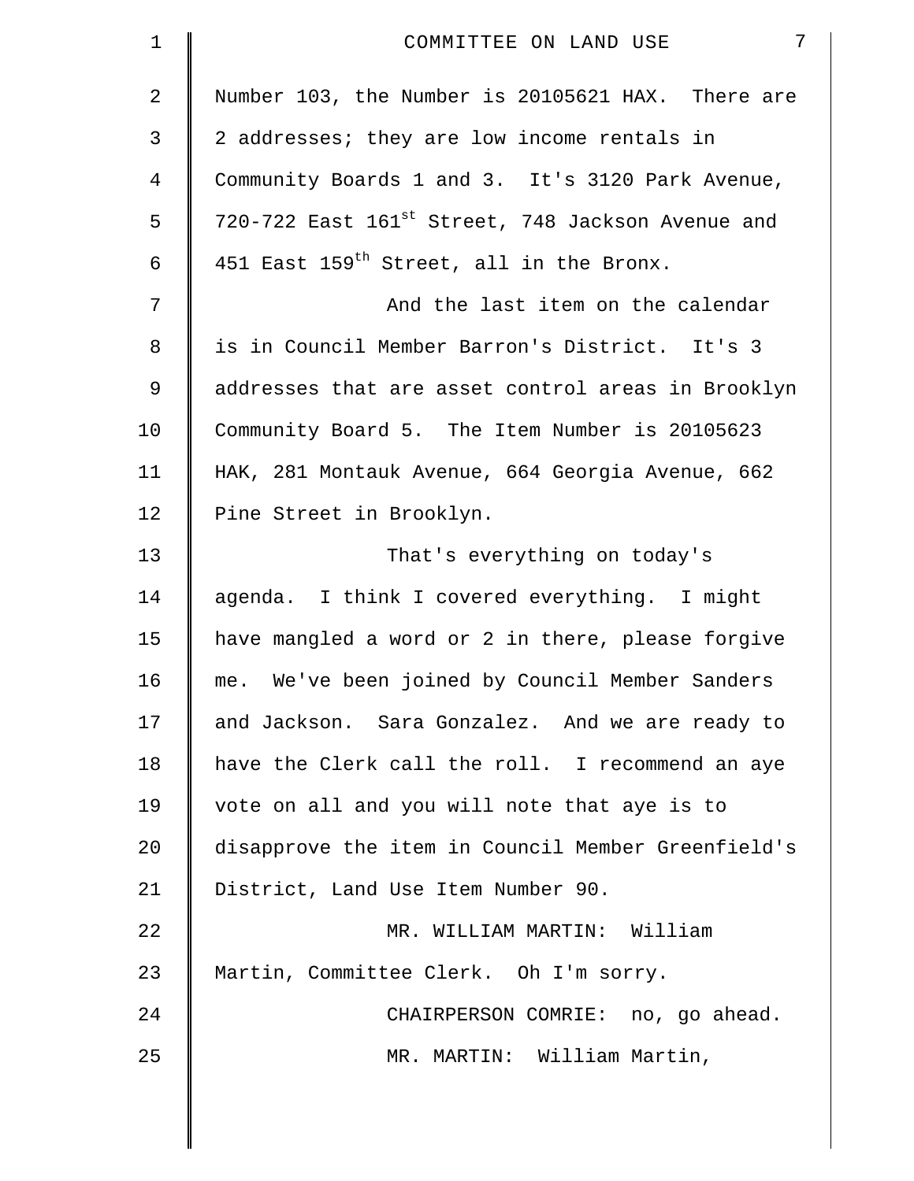Number 103, the Number is 20105621 HAX. There are 2 addresses; they are low income rentals in Community Boards 1 and 3. It's 3120 Park Avenue, 720-722 East 161st Street, 748 Jackson Avenue and 451 East 159th Street, all in the Bronx.

And the last item on the calendar is in Council Member Barron's District. It's 3 addresses that are asset control areas in Brooklyn Community Board 5. The Item Number is 20105623 HAK, 281 Montauk Avenue, 664 Georgia Avenue, 662 Pine Street in Brooklyn.

That's everything on today's agenda. I think I covered everything. I might have mangled a word or 2 in there, please forgive me. We've been joined by Council Member Sanders and Jackson. Sara Gonzalez. And we are ready to have the Clerk call the roll. I recommend an aye vote on all and you will note that aye is to disapprove the item in Council Member Greenfield's District, Land Use Item Number 90.

MR. WILLIAM MARTIN: William Martin, Committee Clerk. Oh I'm sorry.

CHAIRPERSON COMRIE: no, go ahead.

MR. MARTIN: William Martin,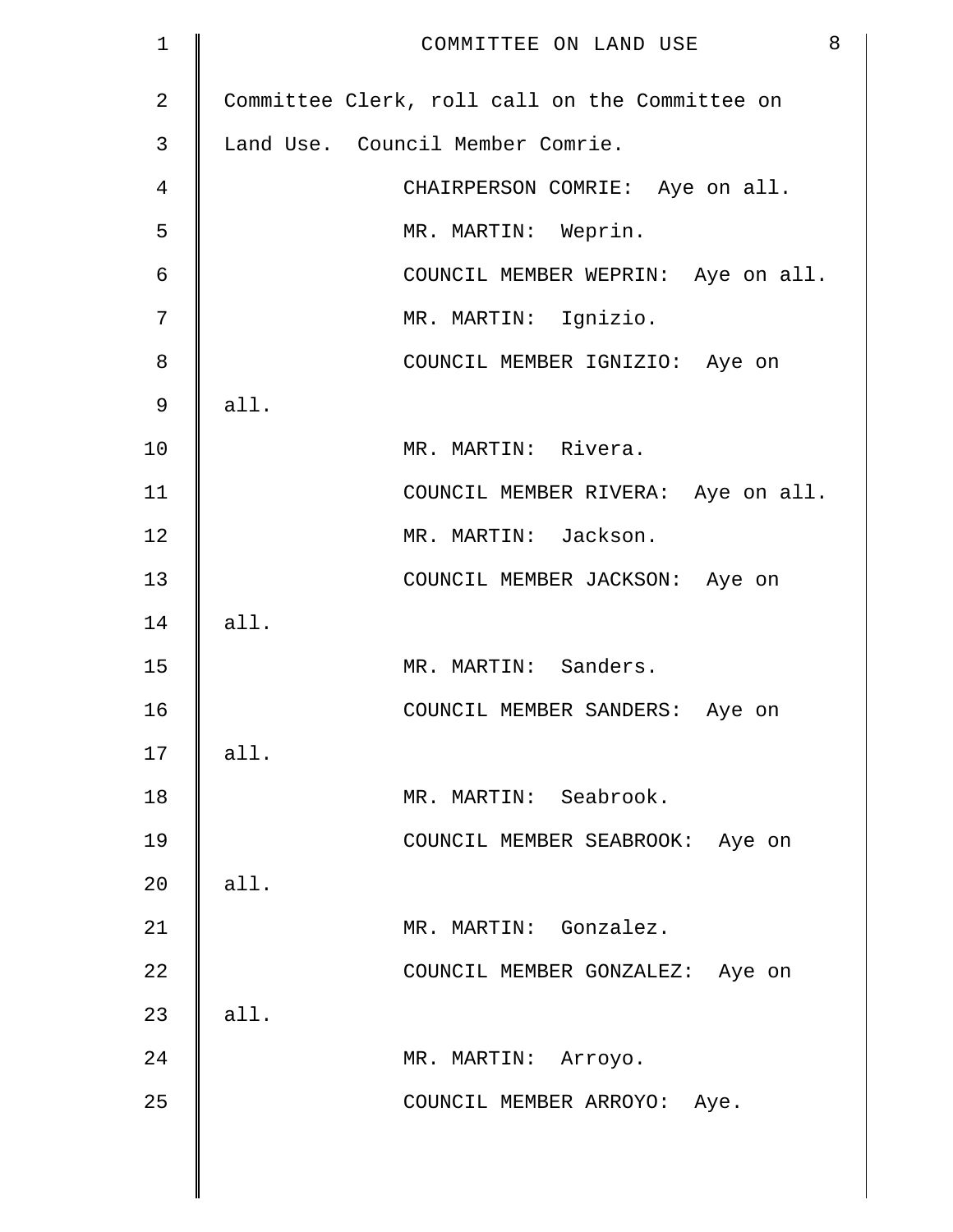Committee Clerk, roll call on the Committee on Land Use. Council Member Comrie.

CHAIRPERSON COMRIE: Aye on all.

MR. MARTIN: Weprin.

COUNCIL MEMBER WEPRIN: Aye on all.

MR. MARTIN: Ignizio.

COUNCIL MEMBER IGNIZIO: Aye on all.

MR. MARTIN: Rivera.

COUNCIL MEMBER RIVERA: Aye on all.

MR. MARTIN: Jackson.

COUNCIL MEMBER JACKSON: Aye on all.

MR. MARTIN: Sanders.

COUNCIL MEMBER SANDERS: Aye on all.

MR. MARTIN: Seabrook.

COUNCIL MEMBER SEABROOK: Aye on all.

MR. MARTIN: Gonzalez.

COUNCIL MEMBER GONZALEZ: Aye on all.

MR. MARTIN: Arroyo.

COUNCIL MEMBER ARROYO: Aye.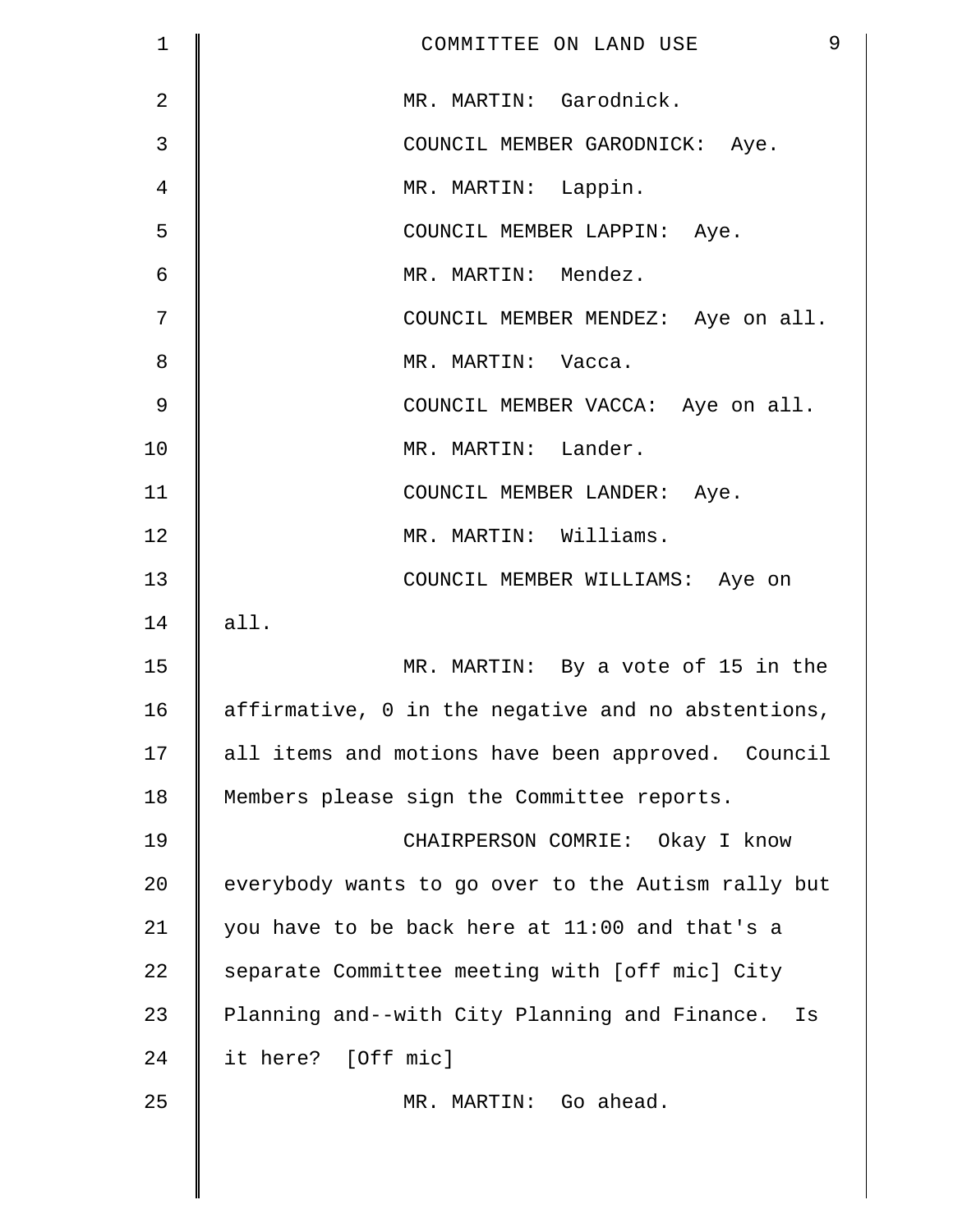MR. MARTIN: Garodnick.

COUNCIL MEMBER GARODNICK: Aye.

MR. MARTIN: Lappin.

COUNCIL MEMBER LAPPIN: Aye.

MR. MARTIN: Mendez.

COUNCIL MEMBER MENDEZ: Aye on all.

MR. MARTIN: Vacca.

COUNCIL MEMBER VACCA: Aye on all.

MR. MARTIN: Lander.

COUNCIL MEMBER LANDER: Aye.

MR. MARTIN: Williams.

COUNCIL MEMBER WILLIAMS: Aye on all.

MR. MARTIN: By a vote of 15 in the affirmative, 0 in the negative and no abstentions, all items and motions have been approved. Council Members please sign the Committee reports.

CHAIRPERSON COMRIE: Okay I know everybody wants to go over to the Autism rally but you have to be back here at 11:00 and that's a separate Committee meeting with [off mic] City Planning and--with City Planning and Finance. Is it here? [Off mic]

MR. MARTIN: Go ahead.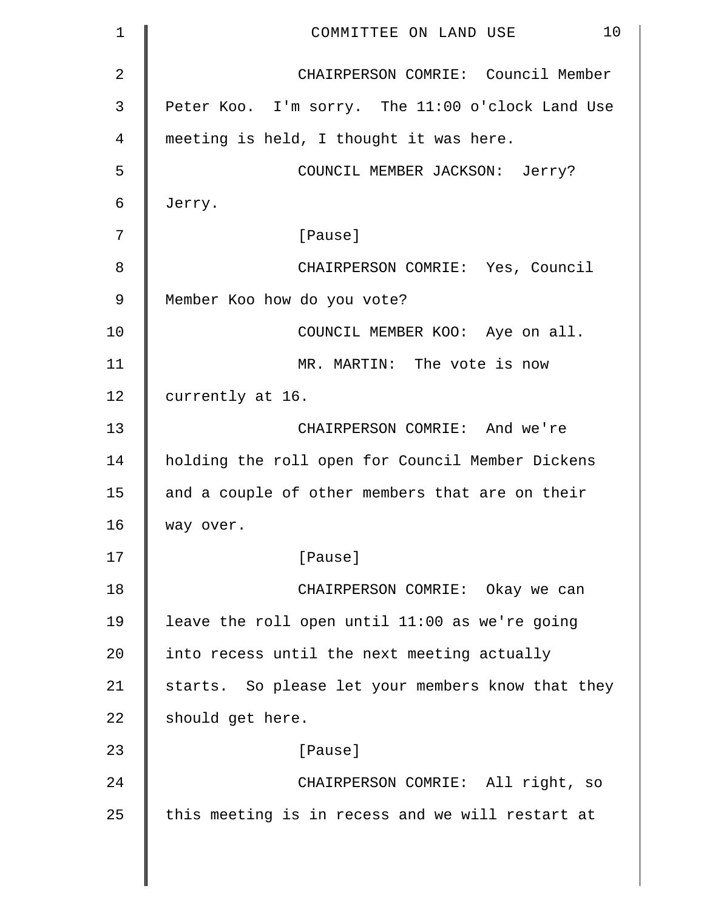CHAIRPERSON COMRIE: Council Member Peter Koo. I'm sorry. The 11:00 o'clock Land Use meeting is held, I thought it was here.

COUNCIL MEMBER JACKSON: Jerry? Jerry.

[Pause]

CHAIRPERSON COMRIE: Yes, Council Member Koo how do you vote?

COUNCIL MEMBER KOO: Aye on all.

MR. MARTIN: The vote is now currently at 16.

CHAIRPERSON COMRIE: And we're holding the roll open for Council Member Dickens and a couple of other members that are on their way over.

[Pause]

CHAIRPERSON COMRIE: Okay we can leave the roll open until 11:00 as we're going into recess until the next meeting actually starts. So please let your members know that they should get here.

[Pause]

CHAIRPERSON COMRIE: All right, so this meeting is in recess and we will restart at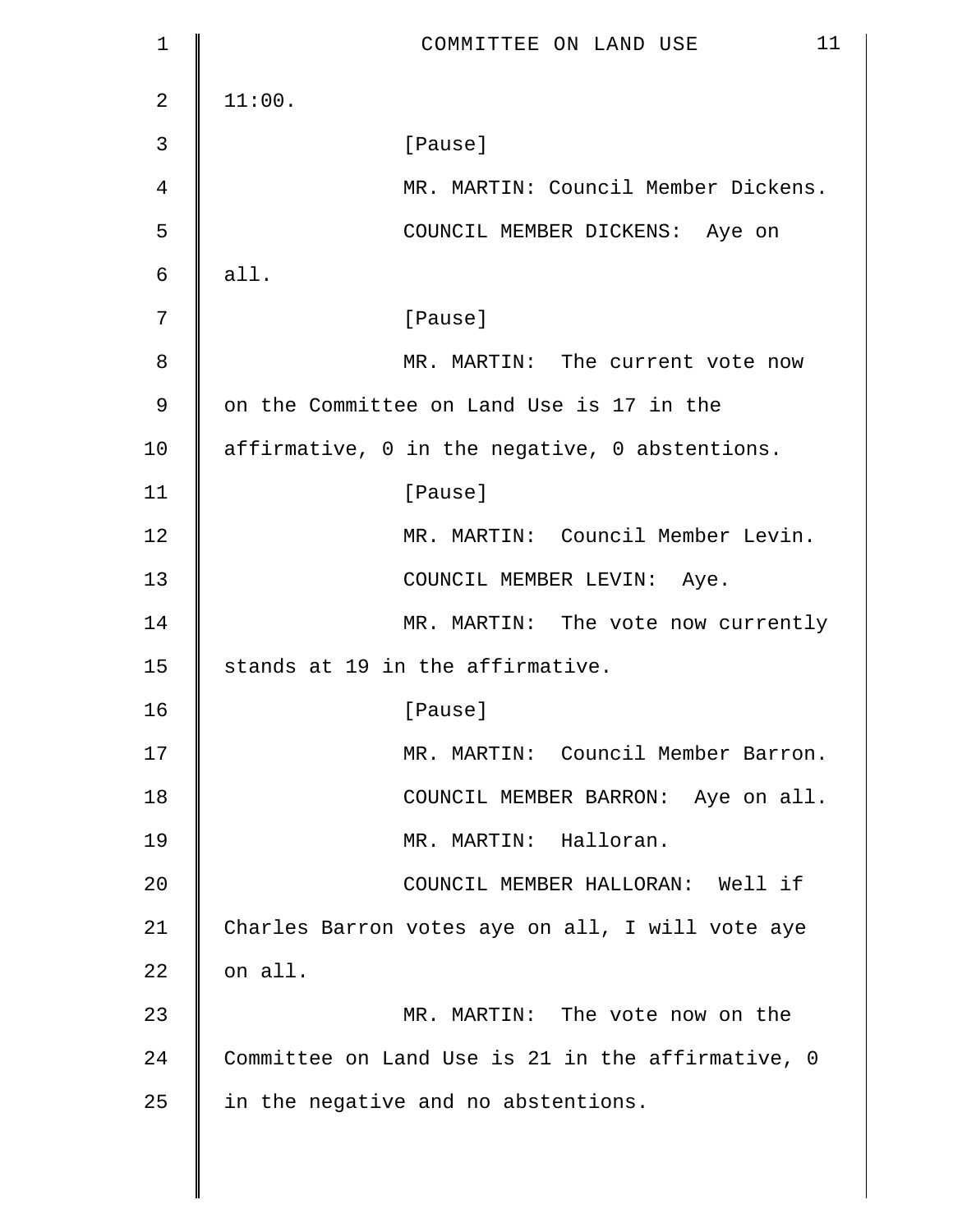11:00.

[Pause]

MR. MARTIN: Council Member Dickens.

COUNCIL MEMBER DICKENS: Aye on all.

[Pause]

MR. MARTIN: The current vote now on the Committee on Land Use is 17 in the affirmative, 0 in the negative, 0 abstentions.

[Pause]

MR. MARTIN: Council Member Levin.

COUNCIL MEMBER LEVIN: Aye.

MR. MARTIN: The vote now currently stands at 19 in the affirmative.

[Pause]

MR. MARTIN: Council Member Barron.

COUNCIL MEMBER BARRON: Aye on all.

MR. MARTIN: Halloran.

COUNCIL MEMBER HALLORAN: Well if Charles Barron votes aye on all, I will vote aye on all.

MR. MARTIN: The vote now on the Committee on Land Use is 21 in the affirmative, 0 in the negative and no abstentions.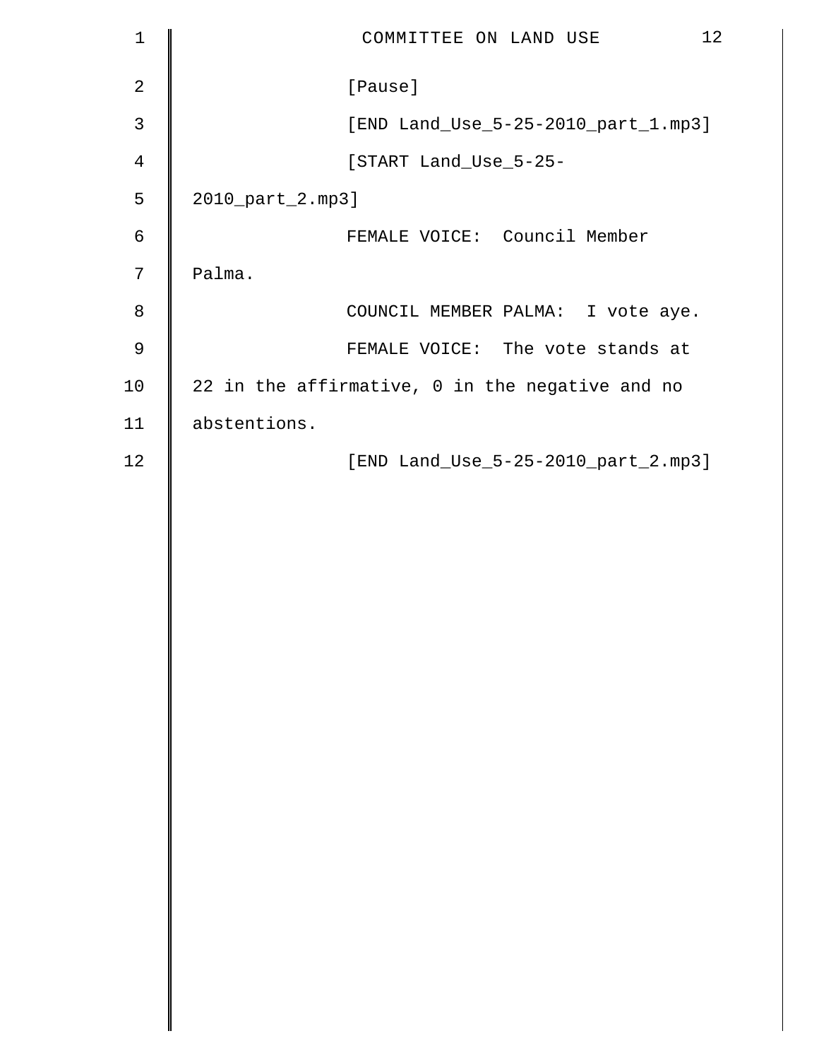[Pause]

[END Land_Use_5-25-2010_part_1.mp3]

[START Land_Use_5-25-2010_part_2.mp3]

FEMALE VOICE: Council Member Palma.

COUNCIL MEMBER PALMA: I vote aye.

FEMALE VOICE: The vote stands at 22 in the affirmative, 0 in the negative and no abstentions.

[END Land_Use_5-25-2010_part_2.mp3]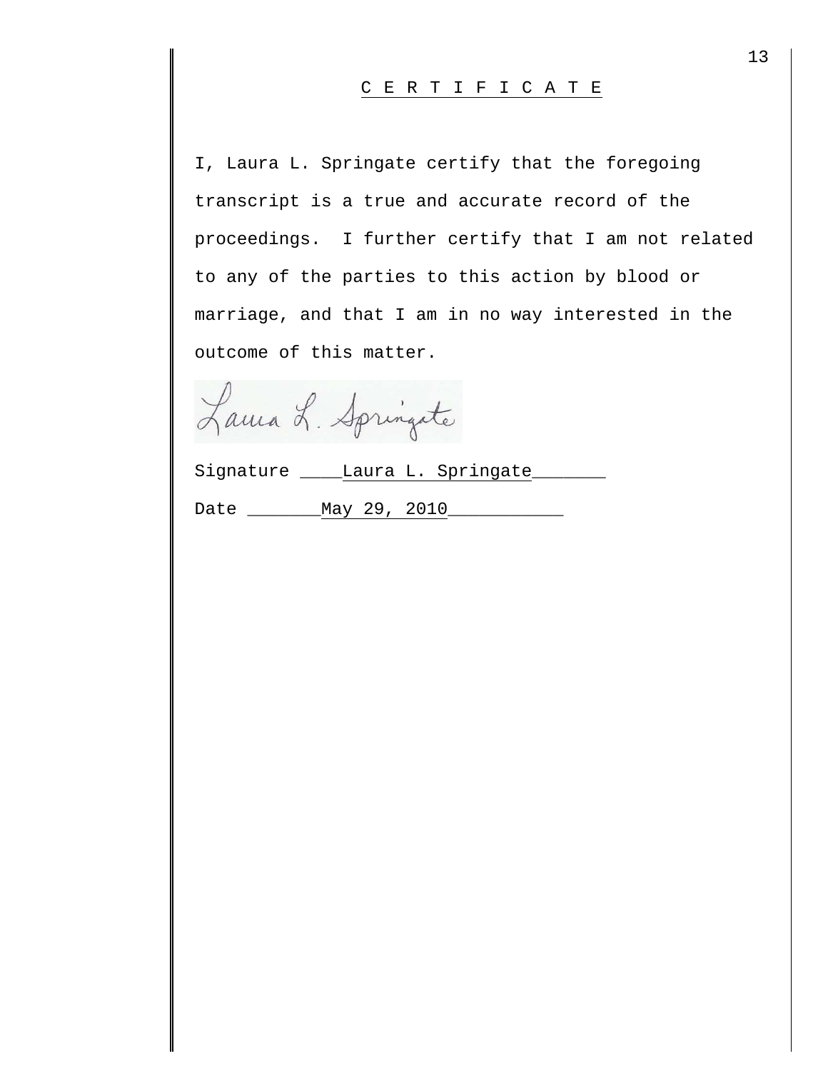# C E R T I F I C A T E

I, Laura L. Springate certify that the foregoing transcript is a true and accurate record of the proceedings. I further certify that I am not related to any of the parties to this action by blood or marriage, and that I am in no way interested in the outcome of this matter.

Laura L. Springate

Signature ____Laura L. Springate_______

Date _______May 29, 2010___________